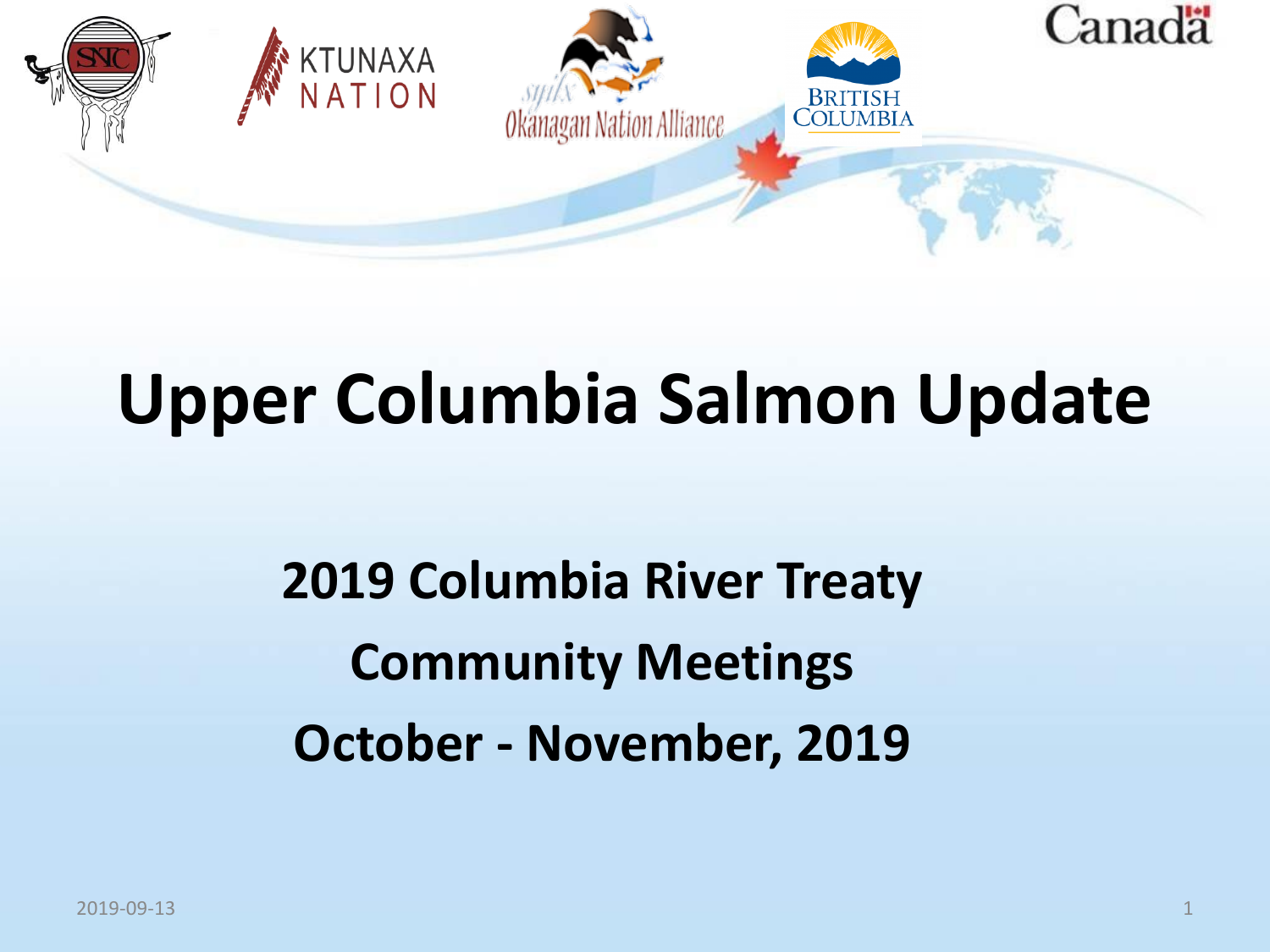# Upper Columbia Salmon Update

## 2019 Columbia River Treaty

## Community Meetings

## October - November, 2019

2019-09-13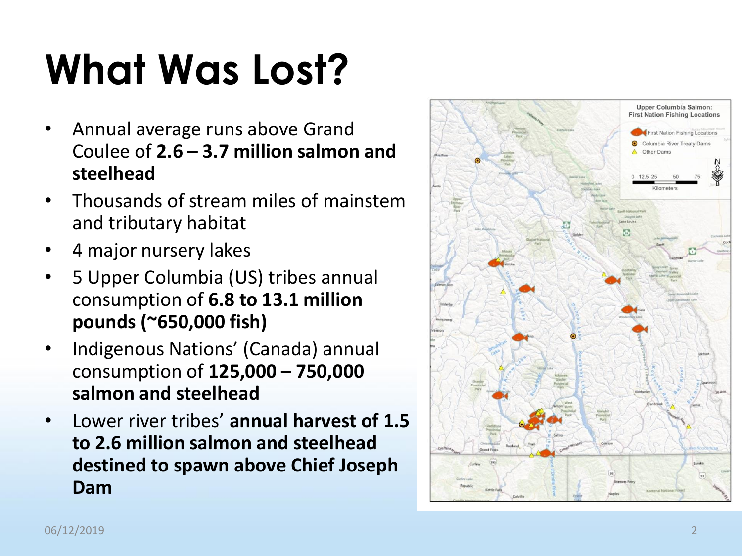# What Was Lost?

- Annual average runs above Grand Coulee of **2.6 – 3.7 million salmon and steelhead**
- Thousands of stream miles of mainstem and tributary habitat
- 4 major nursery lakes
- 5 Upper Columbia (US) tribes annual consumption of **6.8 to 13.1 million pounds (~650,000 fish)**
- Indigenous Nations' (Canada) annual consumption of **125,000 – 750,000 salmon and steelhead**
- Lower river tribes' **annual harvest of 1.5 to 2.6 million salmon and steelhead destined to spawn above Chief Joseph Dam**

Upper Columbia Salmon: First Nation Fishing Locations

- First Nation Fishing Locations
- Columbia River Treaty Dams
- Other Dams

0 12.5 25 50 75 Kilometers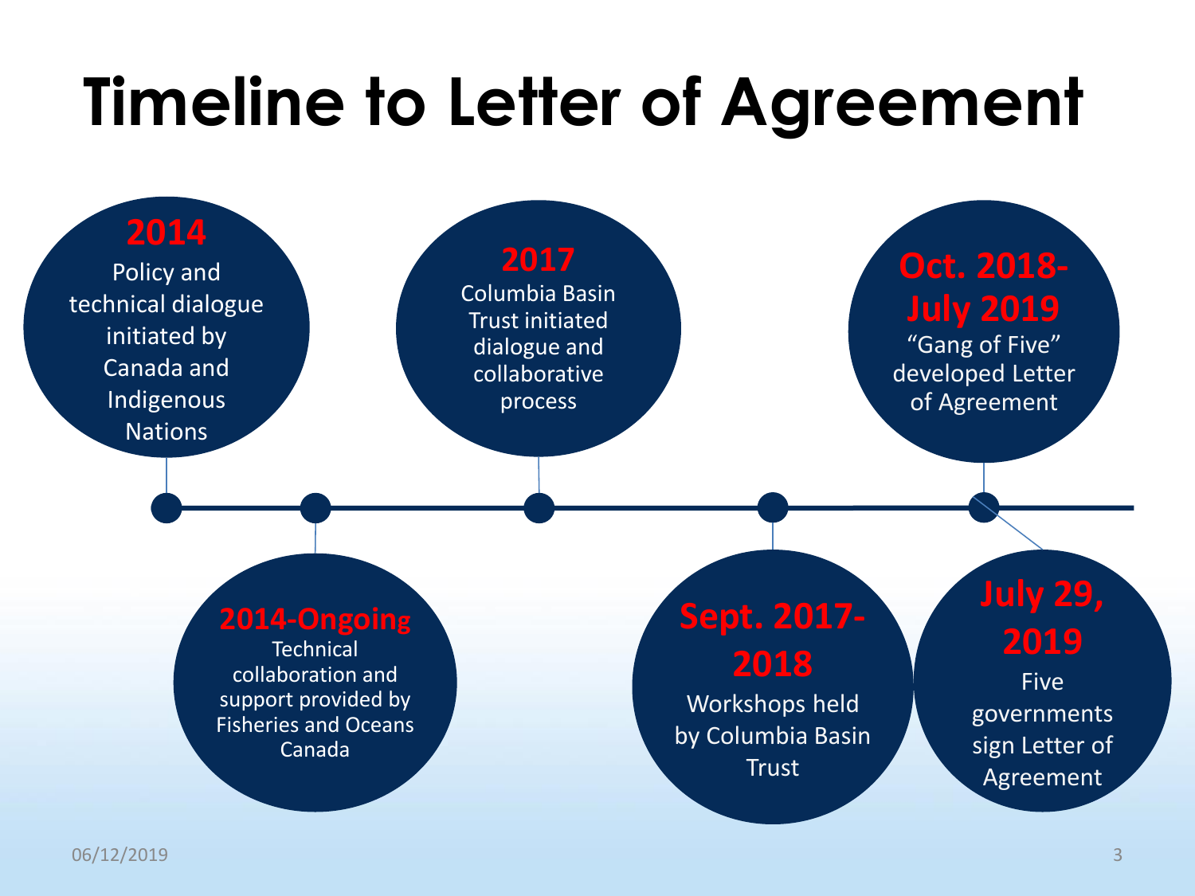# Timeline to Letter of Agreement

- **2014** – Policy and technical dialogue initiated by Canada and Indigenous Nations
- **2014-Ongoing** – Technical collaboration and support provided by Fisheries and Oceans Canada
- **2017** – Columbia Basin Trust initiated dialogue and collaborative process
- **Sept. 2017-2018** – Workshops held by Columbia Basin Trust
- **Oct. 2018-July 2019** – “Gang of Five” developed Letter of Agreement
- **July 29, 2019** – Five governments sign Letter of Agreement

06/12/2019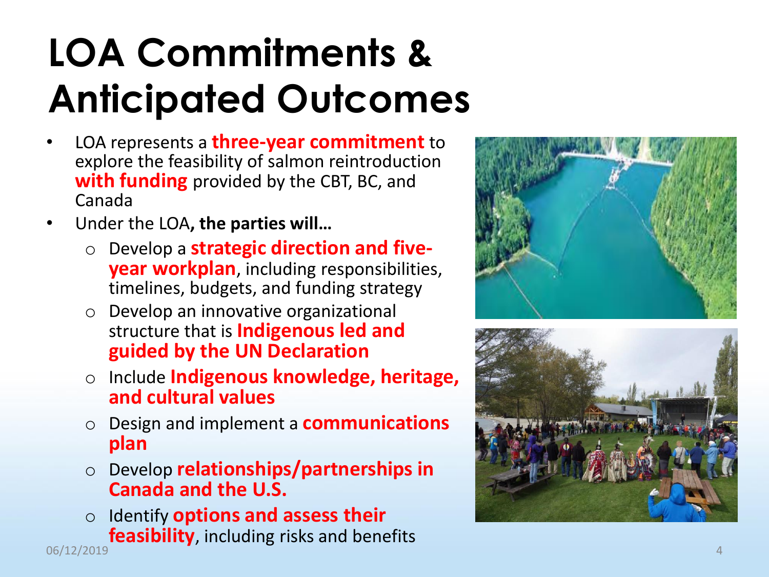# LOA Commitments & Anticipated Outcomes

- LOA represents a **three-year commitment** to explore the feasibility of salmon reintroduction **with funding** provided by the CBT, BC, and Canada
- Under the LOA**, the parties will…**
  - Develop a **strategic direction and five-year workplan**, including responsibilities, timelines, budgets, and funding strategy
  - Develop an innovative organizational structure that is **Indigenous led and guided by the UN Declaration**
  - Include **Indigenous knowledge, heritage, and cultural values**
  - Design and implement a **communications plan**
  - Develop **relationships/partnerships in Canada and the U.S.**
  - Identify **options and assess their feasibility**, including risks and benefits

06/12/2019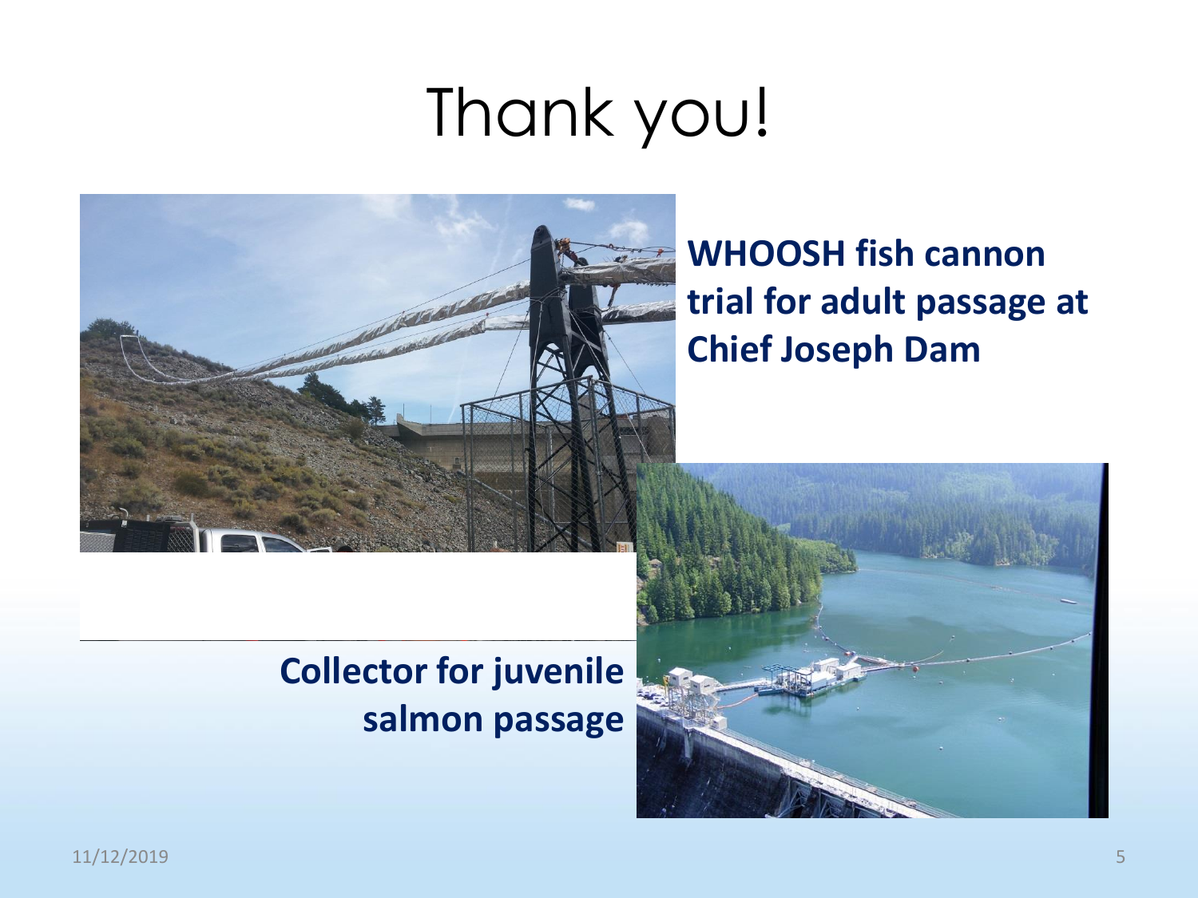# Thank you!

**WHOOSH fish cannon trial for adult passage at Chief Joseph Dam**

**Collector for juvenile salmon passage**